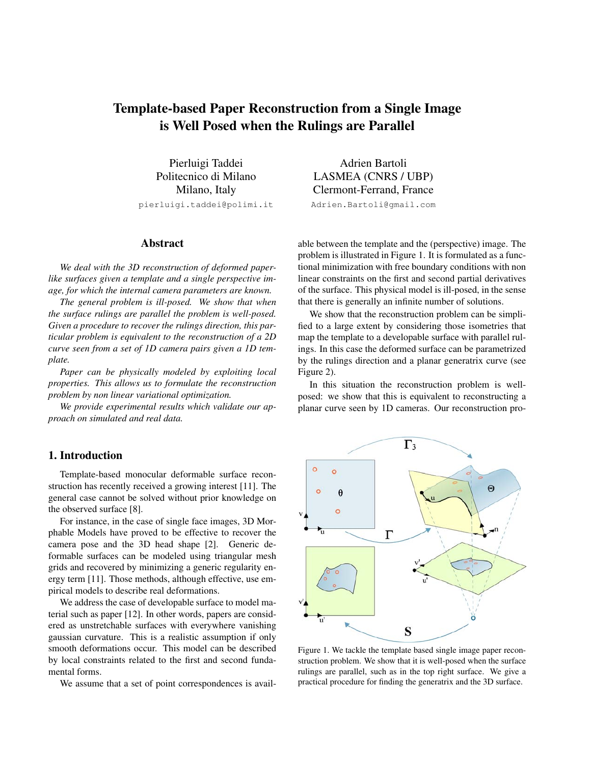# Template-based Paper Reconstruction from a Single Image is Well Posed when the Rulings are Parallel

Pierluigi Taddei
Politecnico di Milano
Milano, Italy
pierluigi.taddei@polimi.it

Adrien Bartoli
LASMEA (CNRS / UBP)
Clermont-Ferrand, France
Adrien.Bartoli@gmail.com

## Abstract

*We deal with the 3D reconstruction of deformed paper-like surfaces given a template and a single perspective image, for which the internal camera parameters are known.*

*The general problem is ill-posed. We show that when the surface rulings are parallel the problem is well-posed. Given a procedure to recover the rulings direction, this particular problem is equivalent to the reconstruction of a 2D curve seen from a set of 1D camera pairs given a 1D template.*

*Paper can be physically modeled by exploiting local properties. This allows us to formulate the reconstruction problem by non linear variational optimization.*

*We provide experimental results which validate our approach on simulated and real data.*

## 1. Introduction

Template-based monocular deformable surface reconstruction has recently received a growing interest [11]. The general case cannot be solved without prior knowledge on the observed surface [8].

For instance, in the case of single face images, 3D Morphable Models have proved to be effective to recover the camera pose and the 3D head shape [2]. Generic deformable surfaces can be modeled using triangular mesh grids and recovered by minimizing a generic regularity energy term [11]. Those methods, although effective, use empirical models to describe real deformations.

We address the case of developable surface to model material such as paper [12]. In other words, papers are considered as unstretchable surfaces with everywhere vanishing gaussian curvature. This is a realistic assumption if only smooth deformations occur. This model can be described by local constraints related to the first and second fundamental forms.

We assume that a set of point correspondences is available between the template and the (perspective) image. The problem is illustrated in Figure 1. It is formulated as a functional minimization with free boundary conditions with non linear constraints on the first and second partial derivatives of the surface. This physical model is ill-posed, in the sense that there is generally an infinite number of solutions.

We show that the reconstruction problem can be simplified to a large extent by considering those isometries that map the template to a developable surface with parallel rulings. In this case the deformed surface can be parametrized by the rulings direction and a planar generatrix curve (see Figure 2).

In this situation the reconstruction problem is well-posed: we show that this is equivalent to reconstructing a planar curve seen by 1D cameras. Our reconstruction pro-

Figure 1. We tackle the template based single image paper reconstruction problem. We show that it is well-posed when the surface rulings are parallel, such as in the top right surface. We give a practical procedure for finding the generatrix and the 3D surface.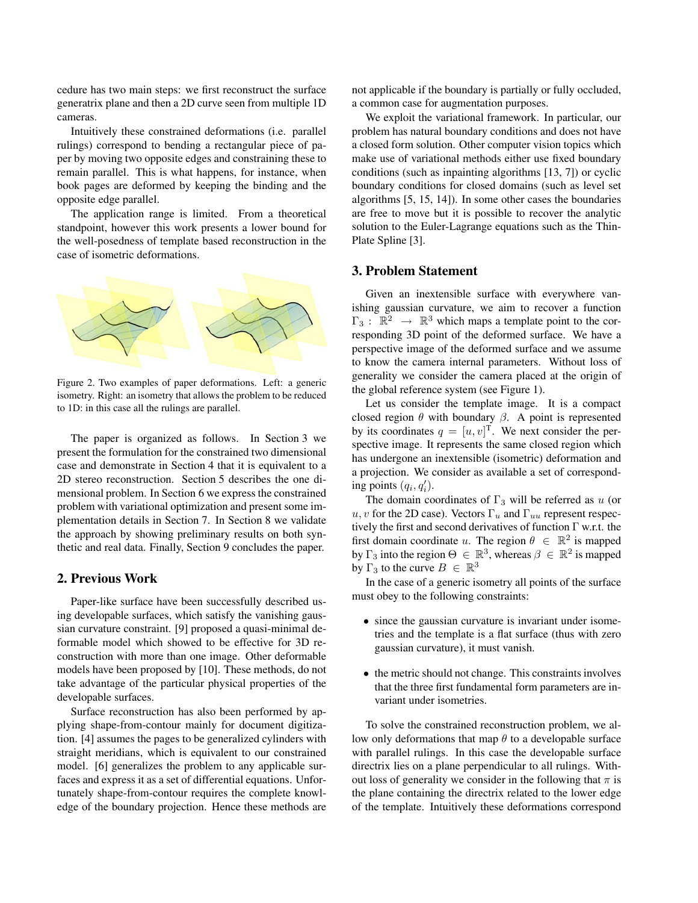cedure has two main steps: we first reconstruct the surface generatrix plane and then a 2D curve seen from multiple 1D cameras.

Intuitively these constrained deformations (i.e. parallel rulings) correspond to bending a rectangular piece of paper by moving two opposite edges and constraining these to remain parallel. This is what happens, for instance, when book pages are deformed by keeping the binding and the opposite edge parallel.

The application range is limited. From a theoretical standpoint, however this work presents a lower bound for the well-posedness of template based reconstruction in the case of isometric deformations.

Figure 2. Two examples of paper deformations. Left: a generic isometry. Right: an isometry that allows the problem to be reduced to 1D: in this case all the rulings are parallel.

The paper is organized as follows. In Section 3 we present the formulation for the constrained two dimensional case and demonstrate in Section 4 that it is equivalent to a 2D stereo reconstruction. Section 5 describes the one dimensional problem. In Section 6 we express the constrained problem with variational optimization and present some implementation details in Section 7. In Section 8 we validate the approach by showing preliminary results on both synthetic and real data. Finally, Section 9 concludes the paper.

## 2. Previous Work

Paper-like surface have been successfully described using developable surfaces, which satisfy the vanishing gaussian curvature constraint. [9] proposed a quasi-minimal deformable model which showed to be effective for 3D reconstruction with more than one image. Other deformable models have been proposed by [10]. These methods, do not take advantage of the particular physical properties of the developable surfaces.

Surface reconstruction has also been performed by applying shape-from-contour mainly for document digitization. [4] assumes the pages to be generalized cylinders with straight meridians, which is equivalent to our constrained model. [6] generalizes the problem to any applicable surfaces and express it as a set of differential equations. Unfortunately shape-from-contour requires the complete knowledge of the boundary projection. Hence these methods are not applicable if the boundary is partially or fully occluded, a common case for augmentation purposes.

We exploit the variational framework. In particular, our problem has natural boundary conditions and does not have a closed form solution. Other computer vision topics which make use of variational methods either use fixed boundary conditions (such as inpainting algorithms [13, 7]) or cyclic boundary conditions for closed domains (such as level set algorithms [5, 15, 14]). In some other cases the boundaries are free to move but it is possible to recover the analytic solution to the Euler-Lagrange equations such as the Thin-Plate Spline [3].

## 3. Problem Statement

Given an inextensible surface with everywhere vanishing gaussian curvature, we aim to recover a function $\Gamma_3 : \mathbb{R}^2 \rightarrow \mathbb{R}^3$ which maps a template point to the corresponding 3D point of the deformed surface. We have a perspective image of the deformed surface and we assume to know the camera internal parameters. Without loss of generality we consider the camera placed at the origin of the global reference system (see Figure 1).

Let us consider the template image. It is a compact closed region $\theta$ with boundary $\beta$. A point is represented by its coordinates $q = [u, v]^{\mathrm{T}}$. We next consider the perspective image. It represents the same closed region which has undergone an inextensible (isometric) deformation and a projection. We consider as available a set of corresponding points $(q_i, q_i')$.

The domain coordinates of $\Gamma_3$ will be referred as $u$ (or $u, v$ for the 2D case). Vectors $\Gamma_u$ and $\Gamma_{uu}$ represent respectively the first and second derivatives of function $\Gamma$ w.r.t. the first domain coordinate $u$. The region $\theta \in \mathbb{R}^2$ is mapped by $\Gamma_3$ into the region $\Theta \in \mathbb{R}^3$, whereas $\beta \in \mathbb{R}^2$ is mapped by $\Gamma_3$ to the curve $B \in \mathbb{R}^3$

In the case of a generic isometry all points of the surface must obey to the following constraints:

- since the gaussian curvature is invariant under isometries and the template is a flat surface (thus with zero gaussian curvature), it must vanish.
- the metric should not change. This constraints involves that the three first fundamental form parameters are invariant under isometries.

To solve the constrained reconstruction problem, we allow only deformations that map $\theta$ to a developable surface with parallel rulings. In this case the developable surface directrix lies on a plane perpendicular to all rulings. Without loss of generality we consider in the following that $\pi$ is the plane containing the directrix related to the lower edge of the template. Intuitively these deformations correspond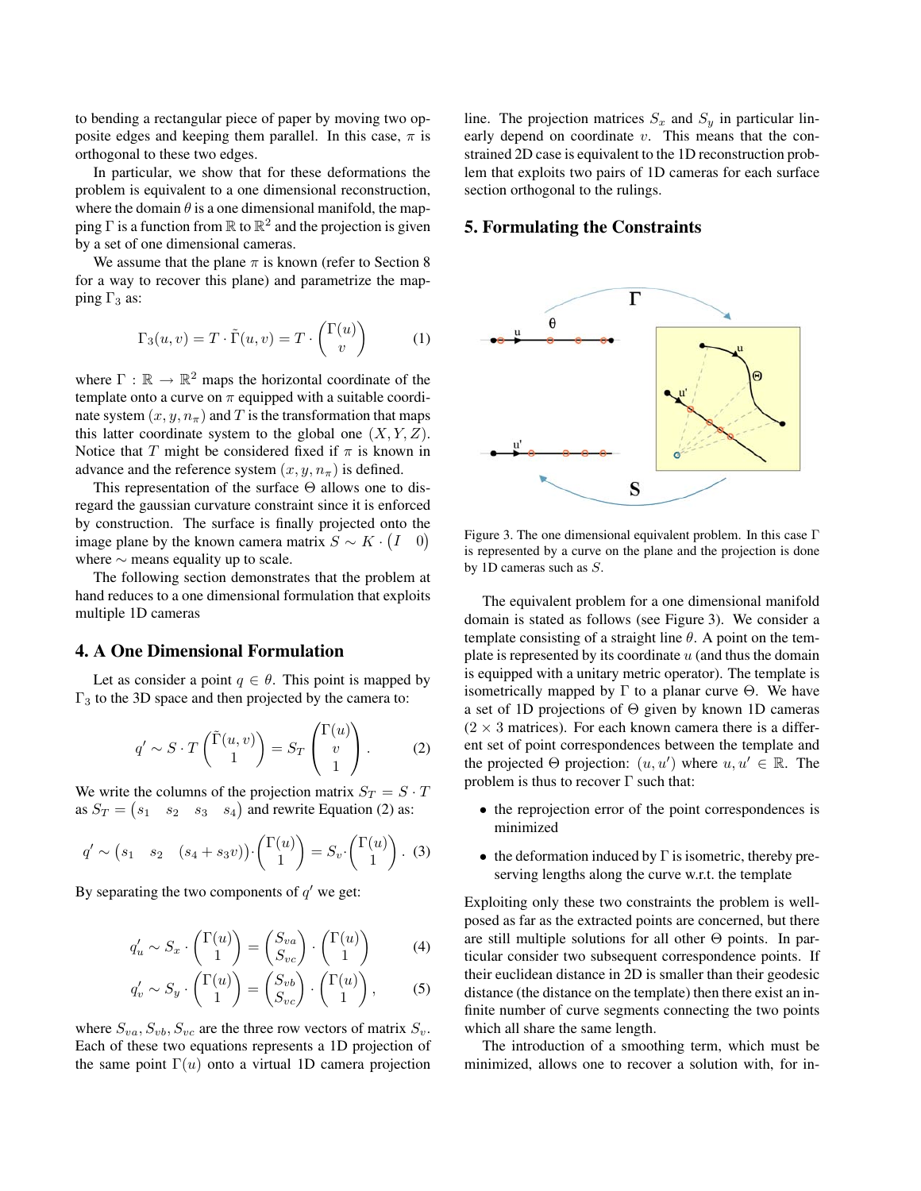to bending a rectangular piece of paper by moving two opposite edges and keeping them parallel. In this case, $\pi$ is orthogonal to these two edges.

In particular, we show that for these deformations the problem is equivalent to a one dimensional reconstruction, where the domain $\theta$ is a one dimensional manifold, the mapping $\Gamma$ is a function from $\mathbb{R}$ to $\mathbb{R}^2$ and the projection is given by a set of one dimensional cameras.

We assume that the plane $\pi$ is known (refer to Section 8 for a way to recover this plane) and parametrize the mapping $\Gamma_3$ as:

$$\Gamma_3(u, v) = T \cdot \tilde{\Gamma}(u, v) = T \cdot \begin{pmatrix} \Gamma(u) \\ v \end{pmatrix} \quad (1)$$

where $\Gamma : \mathbb{R} \rightarrow \mathbb{R}^2$ maps the horizontal coordinate of the template onto a curve on $\pi$ equipped with a suitable coordinate system $(x, y, n_\pi)$ and $T$ is the transformation that maps this latter coordinate system to the global one $(X, Y, Z)$. Notice that $T$ might be considered fixed if $\pi$ is known in advance and the reference system $(x, y, n_\pi)$ is defined.

This representation of the surface $\Theta$ allows one to disregard the gaussian curvature constraint since it is enforced by construction. The surface is finally projected onto the image plane by the known camera matrix $S \sim K \cdot \begin{pmatrix} I & 0 \end{pmatrix}$ where $\sim$ means equality up to scale.

The following section demonstrates that the problem at hand reduces to a one dimensional formulation that exploits multiple 1D cameras

## 4. A One Dimensional Formulation

Let as consider a point $q \in \theta$. This point is mapped by $\Gamma_3$ to the 3D space and then projected by the camera to:

$$q' \sim S \cdot T \begin{pmatrix} \tilde{\Gamma}(u, v) \\ 1 \end{pmatrix} = S_T \begin{pmatrix} \Gamma(u) \\ v \\ 1 \end{pmatrix}. \quad (2)$$

We write the columns of the projection matrix $S_T = S \cdot T$ as $S_T = \begin{pmatrix} s_1 & s_2 & s_3 & s_4 \end{pmatrix}$ and rewrite Equation (2) as:

$$q' \sim \begin{pmatrix} s_1 & s_2 & (s_4 + s_3 v) \end{pmatrix} \cdot \begin{pmatrix} \Gamma(u) \\ 1 \end{pmatrix} = S_v \cdot \begin{pmatrix} \Gamma(u) \\ 1 \end{pmatrix}. \quad (3)$$

By separating the two components of $q'$ we get:

$$q'_u \sim S_x \cdot \begin{pmatrix} \Gamma(u) \\ 1 \end{pmatrix} = \begin{pmatrix} S_{va} \\ S_{vc} \end{pmatrix} \cdot \begin{pmatrix} \Gamma(u) \\ 1 \end{pmatrix} \quad (4)$$

$$q'_v \sim S_y \cdot \begin{pmatrix} \Gamma(u) \\ 1 \end{pmatrix} = \begin{pmatrix} S_{vb} \\ S_{vc} \end{pmatrix} \cdot \begin{pmatrix} \Gamma(u) \\ 1 \end{pmatrix}, \quad (5)$$

where $S_{va}, S_{vb}, S_{vc}$ are the three row vectors of matrix $S_v$. Each of these two equations represents a 1D projection of the same point $\Gamma(u)$ onto a virtual 1D camera projection line. The projection matrices $S_x$ and $S_y$ in particular linearly depend on coordinate $v$. This means that the constrained 2D case is equivalent to the 1D reconstruction problem that exploits two pairs of 1D cameras for each surface section orthogonal to the rulings.

## 5. Formulating the Constraints

Figure 3. The one dimensional equivalent problem. In this case $\Gamma$ is represented by a curve on the plane and the projection is done by 1D cameras such as $S$.

The equivalent problem for a one dimensional manifold domain is stated as follows (see Figure 3). We consider a template consisting of a straight line $\theta$. A point on the template is represented by its coordinate $u$ (and thus the domain is equipped with a unitary metric operator). The template is isometrically mapped by $\Gamma$ to a planar curve $\Theta$. We have a set of 1D projections of $\Theta$ given by known 1D cameras ($2 \times 3$ matrices). For each known camera there is a different set of point correspondences between the template and the projected $\Theta$ projection: $(u, u')$ where $u, u' \in \mathbb{R}$. The problem is thus to recover $\Gamma$ such that:

- the reprojection error of the point correspondences is minimized
- the deformation induced by $\Gamma$ is isometric, thereby preserving lengths along the curve w.r.t. the template

Exploiting only these two constraints the problem is well-posed as far as the extracted points are concerned, but there are still multiple solutions for all other $\Theta$ points. In particular consider two subsequent correspondence points. If their euclidean distance in 2D is smaller than their geodesic distance (the distance on the template) then there exist an infinite number of curve segments connecting the two points which all share the same length.

The introduction of a smoothing term, which must be minimized, allows one to recover a solution with, for in-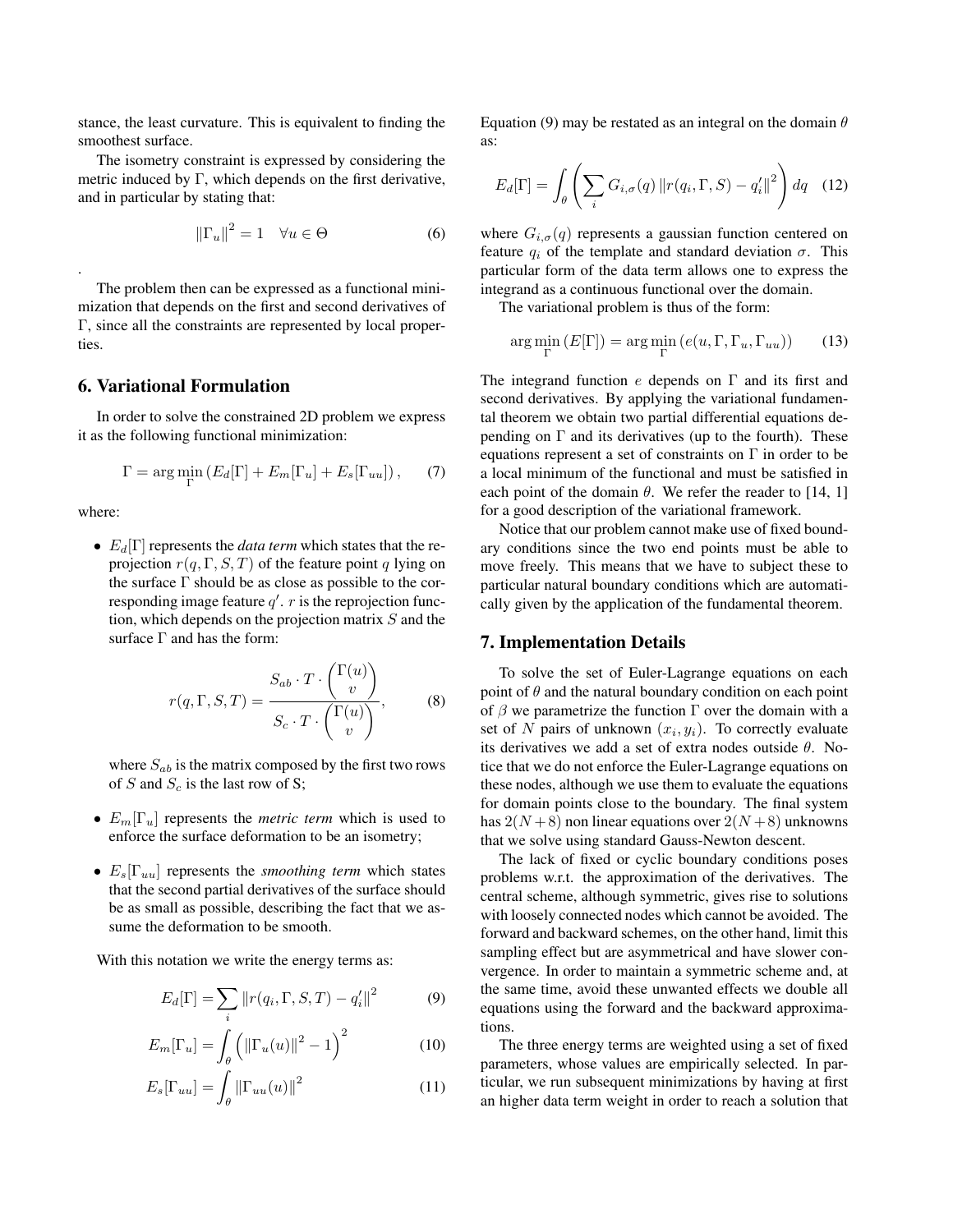stance, the least curvature. This is equivalent to finding the smoothest surface.

The isometry constraint is expressed by considering the metric induced by $\Gamma$, which depends on the first derivative, and in particular by stating that:

$$\|\Gamma_u\|^2 = 1 \quad \forall u \in \Theta \tag{6}$$

.

The problem then can be expressed as a functional minimization that depends on the first and second derivatives of $\Gamma$, since all the constraints are represented by local properties.

## 6. Variational Formulation

In order to solve the constrained 2D problem we express it as the following functional minimization:

$$\Gamma = \arg\min_{\Gamma} \left( E_d[\Gamma] + E_m[\Gamma_u] + E_s[\Gamma_{uu}] \right), \tag{7}$$

where:

- $E_d[\Gamma]$ represents the *data term* which states that the reprojection $r(q, \Gamma, S, T)$ of the feature point $q$ lying on the surface $\Gamma$ should be as close as possible to the corresponding image feature $q'$. $r$ is the reprojection function, which depends on the projection matrix $S$ and the surface $\Gamma$ and has the form:

$$r(q, \Gamma, S, T) = \frac{S_{ab} \cdot T \cdot \begin{pmatrix} \Gamma(u) \\ v \end{pmatrix}}{S_c \cdot T \cdot \begin{pmatrix} \Gamma(u) \\ v \end{pmatrix}}, \tag{8}$$

  where $S_{ab}$ is the matrix composed by the first two rows of $S$ and $S_c$ is the last row of S;

- $E_m[\Gamma_u]$ represents the *metric term* which is used to enforce the surface deformation to be an isometry;

- $E_s[\Gamma_{uu}]$ represents the *smoothing term* which states that the second partial derivatives of the surface should be as small as possible, describing the fact that we assume the deformation to be smooth.

With this notation we write the energy terms as:

$$E_d[\Gamma] = \sum_i \|r(q_i, \Gamma, S, T) - q'_i\|^2 \tag{9}$$

$$E_m[\Gamma_u] = \int_\theta \left( \|\Gamma_u(u)\|^2 - 1 \right)^2 \tag{10}$$

$$E_s[\Gamma_{uu}] = \int_\theta \|\Gamma_{uu}(u)\|^2 \tag{11}$$

Equation (9) may be restated as an integral on the domain $\theta$ as:

$$E_d[\Gamma] = \int_\theta \left( \sum_i G_{i,\sigma}(q) \|r(q_i, \Gamma, S) - q'_i\|^2 \right) dq \tag{12}$$

where $G_{i,\sigma}(q)$ represents a gaussian function centered on feature $q_i$ of the template and standard deviation $\sigma$. This particular form of the data term allows one to express the integrand as a continuous functional over the domain.

The variational problem is thus of the form:

$$\arg\min_{\Gamma} (E[\Gamma]) = \arg\min_{\Gamma} (e(u, \Gamma, \Gamma_u, \Gamma_{uu})) \tag{13}$$

The integrand function $e$ depends on $\Gamma$ and its first and second derivatives. By applying the variational fundamental theorem we obtain two partial differential equations depending on $\Gamma$ and its derivatives (up to the fourth). These equations represent a set of constraints on $\Gamma$ in order to be a local minimum of the functional and must be satisfied in each point of the domain $\theta$. We refer the reader to [14, 1] for a good description of the variational framework.

Notice that our problem cannot make use of fixed boundary conditions since the two end points must be able to move freely. This means that we have to subject these to particular natural boundary conditions which are automatically given by the application of the fundamental theorem.

## 7. Implementation Details

To solve the set of Euler-Lagrange equations on each point of $\theta$ and the natural boundary condition on each point of $\beta$ we parametrize the function $\Gamma$ over the domain with a set of $N$ pairs of unknown $(x_i, y_i)$. To correctly evaluate its derivatives we add a set of extra nodes outside $\theta$. Notice that we do not enforce the Euler-Lagrange equations on these nodes, although we use them to evaluate the equations for domain points close to the boundary. The final system has $2(N+8)$ non linear equations over $2(N+8)$ unknowns that we solve using standard Gauss-Newton descent.

The lack of fixed or cyclic boundary conditions poses problems w.r.t. the approximation of the derivatives. The central scheme, although symmetric, gives rise to solutions with loosely connected nodes which cannot be avoided. The forward and backward schemes, on the other hand, limit this sampling effect but are asymmetrical and have slower convergence. In order to maintain a symmetric scheme and, at the same time, avoid these unwanted effects we double all equations using the forward and the backward approximations.

The three energy terms are weighted using a set of fixed parameters, whose values are empirically selected. In particular, we run subsequent minimizations by having at first an higher data term weight in order to reach a solution that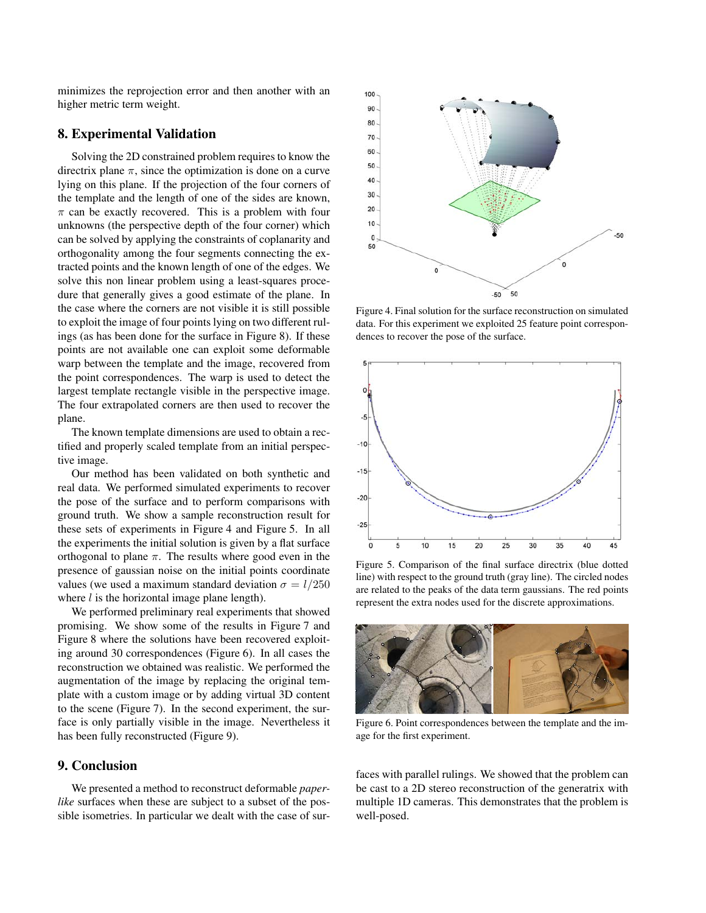minimizes the reprojection error and then another with an higher metric term weight.

## 8. Experimental Validation

Solving the 2D constrained problem requires to know the directrix plane $\pi$, since the optimization is done on a curve lying on this plane. If the projection of the four corners of the template and the length of one of the sides are known, $\pi$ can be exactly recovered. This is a problem with four unknowns (the perspective depth of the four corner) which can be solved by applying the constraints of coplanarity and orthogonality among the four segments connecting the extracted points and the known length of one of the edges. We solve this non linear problem using a least-squares procedure that generally gives a good estimate of the plane. In the case where the corners are not visible it is still possible to exploit the image of four points lying on two different rulings (as has been done for the surface in Figure 8). If these points are not available one can exploit some deformable warp between the template and the image, recovered from the point correspondences. The warp is used to detect the largest template rectangle visible in the perspective image. The four extrapolated corners are then used to recover the plane.

The known template dimensions are used to obtain a rectified and properly scaled template from an initial perspective image.

Our method has been validated on both synthetic and real data. We performed simulated experiments to recover the pose of the surface and to perform comparisons with ground truth. We show a sample reconstruction result for these sets of experiments in Figure 4 and Figure 5. In all the experiments the initial solution is given by a flat surface orthogonal to plane $\pi$. The results where good even in the presence of gaussian noise on the initial points coordinate values (we used a maximum standard deviation $\sigma = l/250$ where $l$ is the horizontal image plane length).

We performed preliminary real experiments that showed promising. We show some of the results in Figure 7 and Figure 8 where the solutions have been recovered exploiting around 30 correspondences (Figure 6). In all cases the reconstruction we obtained was realistic. We performed the augmentation of the image by replacing the original template with a custom image or by adding virtual 3D content to the scene (Figure 7). In the second experiment, the surface is only partially visible in the image. Nevertheless it has been fully reconstructed (Figure 9).

Figure 4. Final solution for the surface reconstruction on simulated data. For this experiment we exploited 25 feature point correspondences to recover the pose of the surface.

Figure 5. Comparison of the final surface directrix (blue dotted line) with respect to the ground truth (gray line). The circled nodes are related to the peaks of the data term gaussians. The red points represent the extra nodes used for the discrete approximations.

Figure 6. Point correspondences between the template and the image for the first experiment.

## 9. Conclusion

We presented a method to reconstruct deformable *paper-like* surfaces when these are subject to a subset of the possible isometries. In particular we dealt with the case of surfaces with parallel rulings. We showed that the problem can be cast to a 2D stereo reconstruction of the generatrix with multiple 1D cameras. This demonstrates that the problem is well-posed.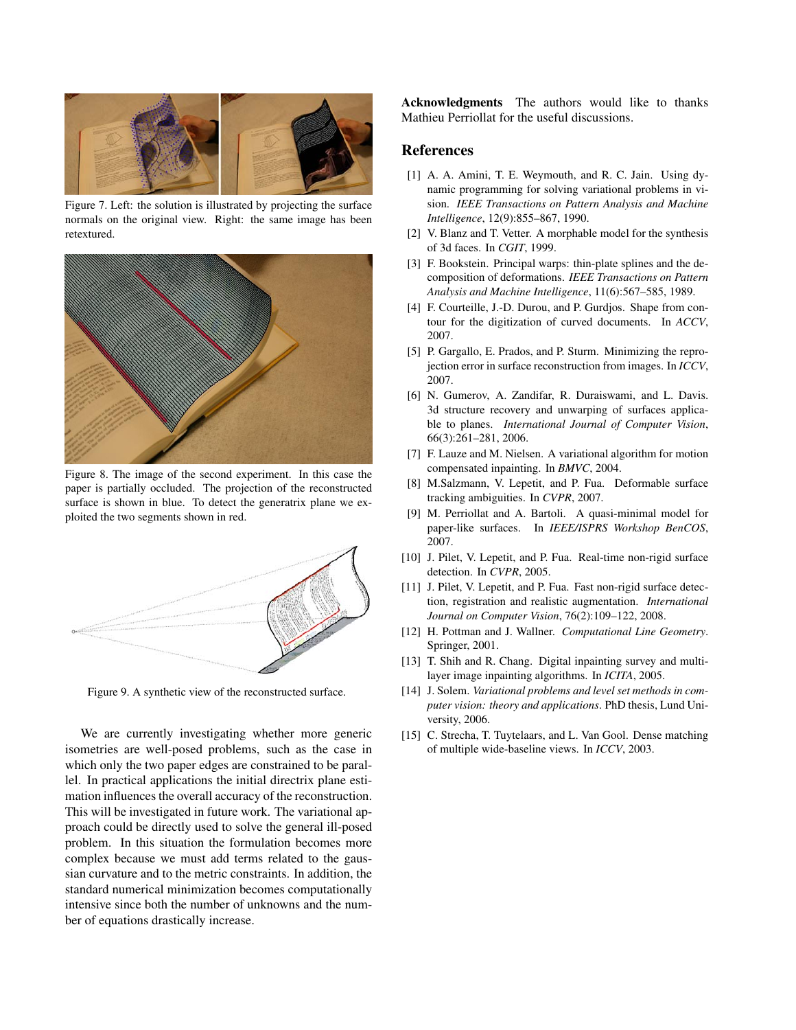Figure 7. Left: the solution is illustrated by projecting the surface normals on the original view. Right: the same image has been retextured.

Figure 8. The image of the second experiment. In this case the paper is partially occluded. The projection of the reconstructed surface is shown in blue. To detect the generatrix plane we exploited the two segments shown in red.

Figure 9. A synthetic view of the reconstructed surface.

We are currently investigating whether more generic isometries are well-posed problems, such as the case in which only the two paper edges are constrained to be parallel. In practical applications the initial directrix plane estimation influences the overall accuracy of the reconstruction. This will be investigated in future work. The variational approach could be directly used to solve the general ill-posed problem. In this situation the formulation becomes more complex because we must add terms related to the gaussian curvature and to the metric constraints. In addition, the standard numerical minimization becomes computationally intensive since both the number of unknowns and the number of equations drastically increase.

**Acknowledgments** The authors would like to thanks Mathieu Perriollat for the useful discussions.

## References

[1] A. A. Amini, T. E. Weymouth, and R. C. Jain. Using dynamic programming for solving variational problems in vision. *IEEE Transactions on Pattern Analysis and Machine Intelligence*, 12(9):855–867, 1990.

[2] V. Blanz and T. Vetter. A morphable model for the synthesis of 3d faces. In *CGIT*, 1999.

[3] F. Bookstein. Principal warps: thin-plate splines and the decomposition of deformations. *IEEE Transactions on Pattern Analysis and Machine Intelligence*, 11(6):567–585, 1989.

[4] F. Courteille, J.-D. Durou, and P. Gurdjos. Shape from contour for the digitization of curved documents. In *ACCV*, 2007.

[5] P. Gargallo, E. Prados, and P. Sturm. Minimizing the reprojection error in surface reconstruction from images. In *ICCV*, 2007.

[6] N. Gumerov, A. Zandifar, R. Duraiswami, and L. Davis. 3d structure recovery and unwarping of surfaces applicable to planes. *International Journal of Computer Vision*, 66(3):261–281, 2006.

[7] F. Lauze and M. Nielsen. A variational algorithm for motion compensated inpainting. In *BMVC*, 2004.

[8] M.Salzmann, V. Lepetit, and P. Fua. Deformable surface tracking ambiguities. In *CVPR*, 2007.

[9] M. Perriollat and A. Bartoli. A quasi-minimal model for paper-like surfaces. In *IEEE/ISPRS Workshop BenCOS*, 2007.

[10] J. Pilet, V. Lepetit, and P. Fua. Real-time non-rigid surface detection. In *CVPR*, 2005.

[11] J. Pilet, V. Lepetit, and P. Fua. Fast non-rigid surface detection, registration and realistic augmentation. *International Journal on Computer Vision*, 76(2):109–122, 2008.

[12] H. Pottman and J. Wallner. *Computational Line Geometry*. Springer, 2001.

[13] T. Shih and R. Chang. Digital inpainting survey and multilayer image inpainting algorithms. In *ICITA*, 2005.

[14] J. Solem. *Variational problems and level set methods in computer vision: theory and applications*. PhD thesis, Lund University, 2006.

[15] C. Strecha, T. Tuytelaars, and L. Van Gool. Dense matching of multiple wide-baseline views. In *ICCV*, 2003.